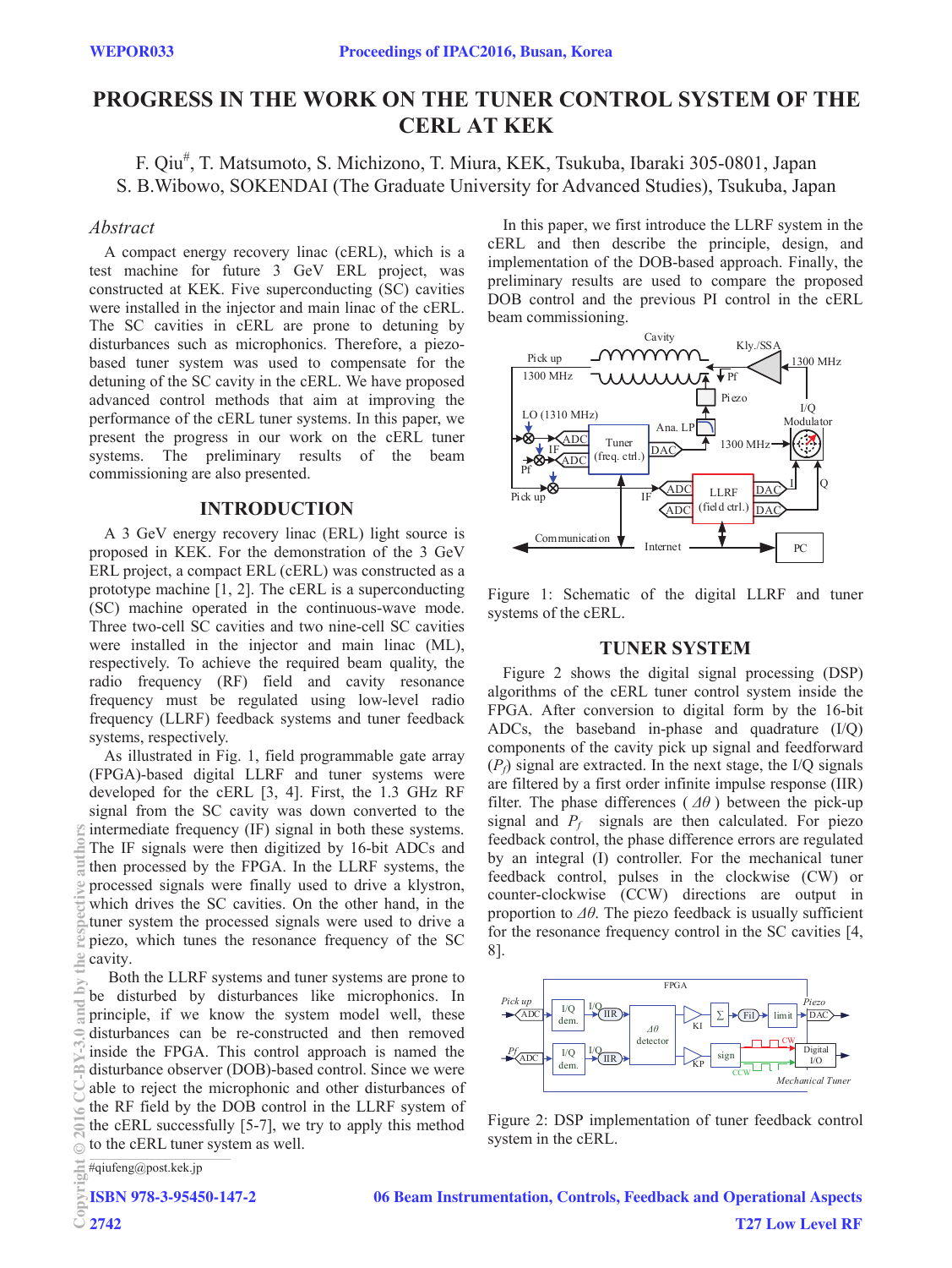# PROGRESS IN THE WORK ON THE TUNER CONTROL SYSTEM OF THE CERL AT KEK

F. Qiu#, T. Matsumoto, S. Michizono, T. Miura, KEK, Tsukuba, Ibaraki 305-0801, Japan
S. B.Wibowo, SOKENDAI (The Graduate University for Advanced Studies), Tsukuba, Japan

## *Abstract*

A compact energy recovery linac (cERL), which is a test machine for future 3 GeV ERL project, was constructed at KEK. Five superconducting (SC) cavities were installed in the injector and main linac of the cERL. The SC cavities in cERL are prone to detuning by disturbances such as microphonics. Therefore, a piezo-based tuner system was used to compensate for the detuning of the SC cavity in the cERL. We have proposed advanced control methods that aim at improving the performance of the cERL tuner systems. In this paper, we present the progress in our work on the cERL tuner systems. The preliminary results of the beam commissioning are also presented.

## INTRODUCTION

A 3 GeV energy recovery linac (ERL) light source is proposed in KEK. For the demonstration of the 3 GeV ERL project, a compact ERL (cERL) was constructed as a prototype machine [1, 2]. The cERL is a superconducting (SC) machine operated in the continuous-wave mode. Three two-cell SC cavities and two nine-cell SC cavities were installed in the injector and main linac (ML), respectively. To achieve the required beam quality, the radio frequency (RF) field and cavity resonance frequency must be regulated using low-level radio frequency (LLRF) feedback systems and tuner feedback systems, respectively.

As illustrated in Fig. 1, field programmable gate array (FPGA)-based digital LLRF and tuner systems were developed for the cERL [3, 4]. First, the 1.3 GHz RF signal from the SC cavity was down converted to the intermediate frequency (IF) signal in both these systems. The IF signals were then digitized by 16-bit ADCs and then processed by the FPGA. In the LLRF systems, the processed signals were finally used to drive a klystron, which drives the SC cavities. On the other hand, in the tuner system the processed signals were used to drive a piezo, which tunes the resonance frequency of the SC cavity.

Both the LLRF systems and tuner systems are prone to be disturbed by disturbances like microphonics. In principle, if we know the system model well, these disturbances can be re-constructed and then removed inside the FPGA. This control approach is named the disturbance observer (DOB)-based control. Since we were able to reject the microphonic and other disturbances of the RF field by the DOB control in the LLRF system of the cERL successfully [5-7], we try to apply this method to the cERL tuner system as well.

In this paper, we first introduce the LLRF system in the cERL and then describe the principle, design, and implementation of the DOB-based approach. Finally, the preliminary results are used to compare the proposed DOB control and the previous PI control in the cERL beam commissioning.

Figure 1: Schematic of the digital LLRF and tuner systems of the cERL.

## TUNER SYSTEM

Figure 2 shows the digital signal processing (DSP) algorithms of the cERL tuner control system inside the FPGA. After conversion to digital form by the 16-bit ADCs, the baseband in-phase and quadrature (I/Q) components of the cavity pick up signal and feedforward ($P_f$) signal are extracted. In the next stage, the I/Q signals are filtered by a first order infinite impulse response (IIR) filter. The phase differences ($\Delta\theta$) between the pick-up signal and $P_f$ signals are then calculated. For piezo feedback control, the phase difference errors are regulated by an integral (I) controller. For the mechanical tuner feedback control, pulses in the clockwise (CW) or counter-clockwise (CCW) directions are output in proportion to $\Delta\theta$. The piezo feedback is usually sufficient for the resonance frequency control in the SC cavities [4, 8].

Figure 2: DSP implementation of tuner feedback control system in the cERL.

#qiufeng@post.kek.jp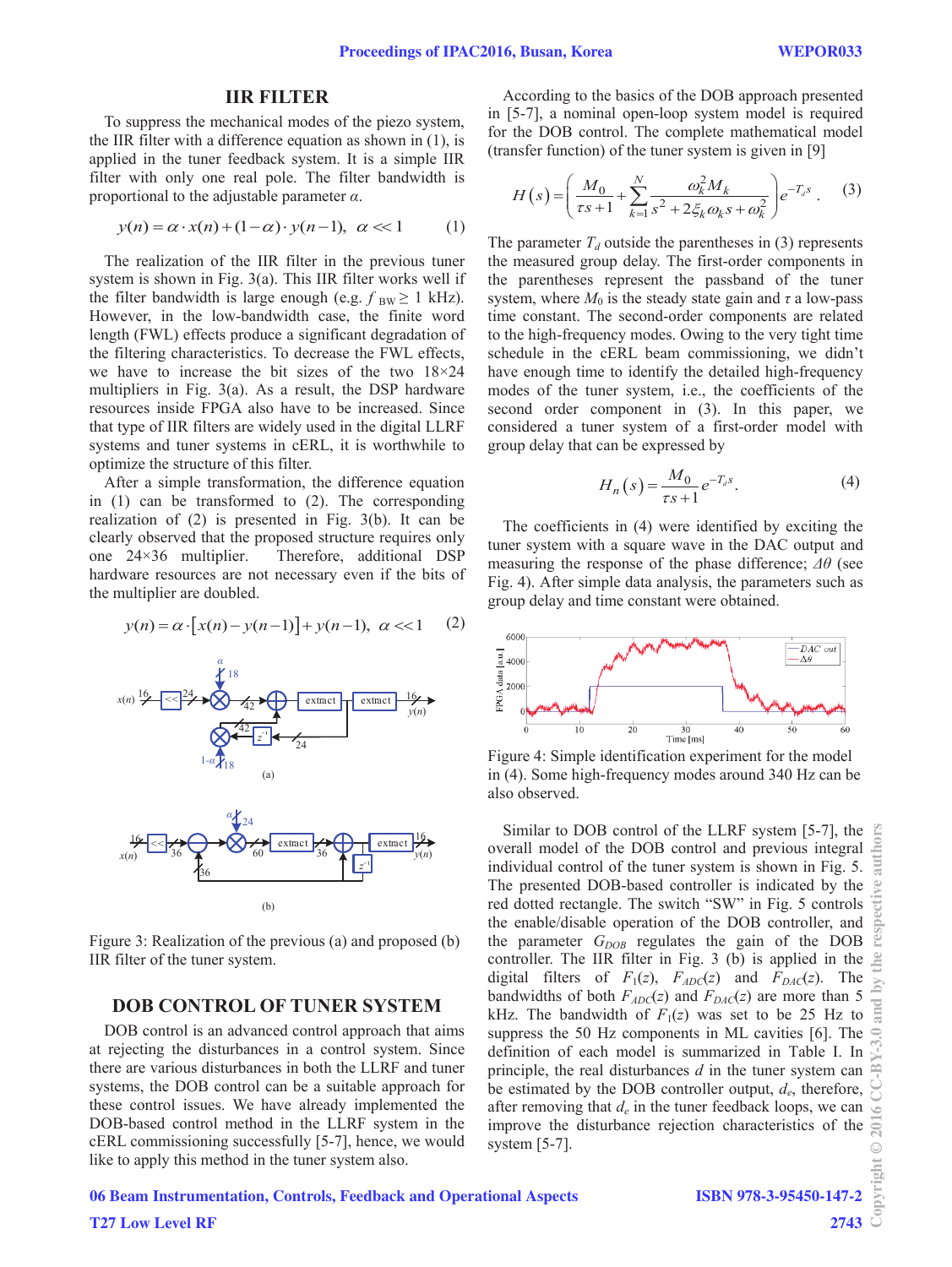## IIR FILTER

To suppress the mechanical modes of the piezo system, the IIR filter with a difference equation as shown in (1), is applied in the tuner feedback system. It is a simple IIR filter with only one real pole. The filter bandwidth is proportional to the adjustable parameter $\alpha$.

$$y(n) = \alpha \cdot x(n) + (1-\alpha) \cdot y(n-1), \quad \alpha \ll 1 \qquad (1)$$

The realization of the IIR filter in the previous tuner system is shown in Fig. 3(a). This IIR filter works well if the filter bandwidth is large enough (e.g. $f_{BW} \geq 1$ kHz). However, in the low-bandwidth case, the finite word length (FWL) effects produce a significant degradation of the filtering characteristics. To decrease the FWL effects, we have to increase the bit sizes of the two 18×24 multipliers in Fig. 3(a). As a result, the DSP hardware resources inside FPGA also have to be increased. Since that type of IIR filters are widely used in the digital LLRF systems and tuner systems in cERL, it is worthwhile to optimize the structure of this filter.

After a simple transformation, the difference equation in (1) can be transformed to (2). The corresponding realization of (2) is presented in Fig. 3(b). It can be clearly observed that the proposed structure requires only one 24×36 multiplier. Therefore, additional DSP hardware resources are not necessary even if the bits of the multiplier are doubled.

$$y(n) = \alpha \cdot \left[x(n) - y(n-1)\right] + y(n-1), \quad \alpha \ll 1 \qquad (2)$$

Figure 3: Realization of the previous (a) and proposed (b) IIR filter of the tuner system.

## DOB CONTROL OF TUNER SYSTEM

DOB control is an advanced control approach that aims at rejecting the disturbances in a control system. Since there are various disturbances in both the LLRF and tuner systems, the DOB control can be a suitable approach for these control issues. We have already implemented the DOB-based control method in the LLRF system in the cERL commissioning successfully [5-7], hence, we would like to apply this method in the tuner system also.

According to the basics of the DOB approach presented in [5-7], a nominal open-loop system model is required for the DOB control. The complete mathematical model (transfer function) of the tuner system is given in [9]

$$H(s) = \left( \frac{M_0}{\tau s + 1} + \sum_{k=1}^{N} \frac{\omega_k^2 M_k}{s^2 + 2\xi_k \omega_k s + \omega_k^2} \right) e^{-T_d s}. \qquad (3)$$

The parameter $T_d$ outside the parentheses in (3) represents the measured group delay. The first-order components in the parentheses represent the passband of the tuner system, where $M_0$ is the steady state gain and $\tau$ a low-pass time constant. The second-order components are related to the high-frequency modes. Owing to the very tight time schedule in the cERL beam commissioning, we didn't have enough time to identify the detailed high-frequency modes of the tuner system, i.e., the coefficients of the second order component in (3). In this paper, we considered a tuner system of a first-order model with group delay that can be expressed by

$$H_n(s) = \frac{M_0}{\tau s + 1} e^{-T_d s}. \qquad (4)$$

The coefficients in (4) were identified by exciting the tuner system with a square wave in the DAC output and measuring the response of the phase difference; $\Delta\theta$ (see Fig. 4). After simple data analysis, the parameters such as group delay and time constant were obtained.

Figure 4: Simple identification experiment for the model in (4). Some high-frequency modes around 340 Hz can be also observed.

Similar to DOB control of the LLRF system [5-7], the overall model of the DOB control and previous integral individual control of the tuner system is shown in Fig. 5. The presented DOB-based controller is indicated by the red dotted rectangle. The switch "SW" in Fig. 5 controls the enable/disable operation of the DOB controller, and the parameter $G_{DOB}$ regulates the gain of the DOB controller. The IIR filter in Fig. 3 (b) is applied in the digital filters of $F_1(z)$, $F_{ADC}(z)$ and $F_{DAC}(z)$. The bandwidths of both $F_{ADC}(z)$ and $F_{DAC}(z)$ are more than 5 kHz. The bandwidth of $F_1(z)$ was set to be 25 Hz to suppress the 50 Hz components in ML cavities [6]. The definition of each model is summarized in Table I. In principle, the real disturbances $d$ in the tuner system can be estimated by the DOB controller output, $d_e$, therefore, after removing that $d_e$ in the tuner feedback loops, we can improve the disturbance rejection characteristics of the system [5-7].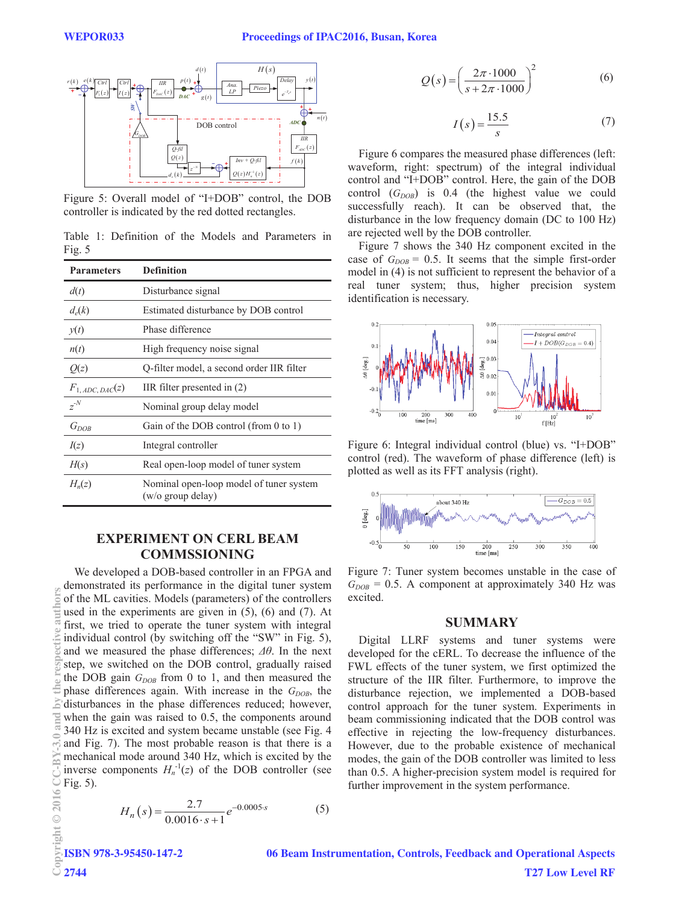Figure 5: Overall model of "I+DOB" control, the DOB controller is indicated by the red dotted rectangles.

Table 1: Definition of the Models and Parameters in Fig. 5

| Parameters | Definition |
|---|---|
| $d(t)$ | Disturbance signal |
| $d_e(k)$ | Estimated disturbance by DOB control |
| $y(t)$ | Phase difference |
| $n(t)$ | High frequency noise signal |
| $Q(z)$ | Q-filter model, a second order IIR filter |
| $F_{1,ADC,DAC}(z)$ | IIR filter presented in (2) |
| $z^{-N}$ | Nominal group delay model |
| $G_{DOB}$ | Gain of the DOB control (from 0 to 1) |
| $I(z)$ | Integral controller |
| $H(s)$ | Real open-loop model of tuner system |
| $H_n(z)$ | Nominal open-loop model of tuner system (w/o group delay) |

## EXPERIMENT ON CERL BEAM COMMSSIONING

We developed a DOB-based controller in an FPGA and demonstrated its performance in the digital tuner system of the ML cavities. Models (parameters) of the controllers used in the experiments are given in (5), (6) and (7). At first, we tried to operate the tuner system with integral individual control (by switching off the "SW" in Fig. 5), and we measured the phase differences; $\Delta\theta$. In the next step, we switched on the DOB control, gradually raised the DOB gain $G_{DOB}$ from 0 to 1, and then measured the phase differences again. With increase in the $G_{DOB}$, the disturbances in the phase differences reduced; however, when the gain was raised to 0.5, the components around 340 Hz is excited and system became unstable (see Fig. 4 and Fig. 7). The most probable reason is that there is a mechanical mode around 340 Hz, which is excited by the inverse components $H_n^{-1}(z)$ of the DOB controller (see Fig. 5).

$$H_n(s) = \frac{2.7}{0.0016 \cdot s + 1} e^{-0.0005 \cdot s} \tag{5}$$

$$Q(s) = \left( \frac{2\pi \cdot 1000}{s + 2\pi \cdot 1000} \right)^2 \tag{6}$$

$$I(s) = \frac{15.5}{s} \tag{7}$$

Figure 6 compares the measured phase differences (left: waveform, right: spectrum) of the integral individual control and "I+DOB" control. Here, the gain of the DOB control ($G_{DOB}$) is 0.4 (the highest value we could successfully reach). It can be observed that, the disturbance in the low frequency domain (DC to 100 Hz) are rejected well by the DOB controller.

Figure 7 shows the 340 Hz component excited in the case of $G_{DOB}$ = 0.5. It seems that the simple first-order model in (4) is not sufficient to represent the behavior of a real tuner system; thus, higher precision system identification is necessary.

Figure 6: Integral individual control (blue) vs. "I+DOB" control (red). The waveform of phase difference (left) is plotted as well as its FFT analysis (right).

Figure 7: Tuner system becomes unstable in the case of $G_{DOB}$ = 0.5. A component at approximately 340 Hz was excited.

## SUMMARY

Digital LLRF systems and tuner systems were developed for the cERL. To decrease the influence of the FWL effects of the tuner system, we first optimized the structure of the IIR filter. Furthermore, to improve the disturbance rejection, we implemented a DOB-based control approach for the tuner system. Experiments in beam commissioning indicated that the DOB control was effective in rejecting the low-frequency disturbances. However, due to the probable existence of mechanical modes, the gain of the DOB controller was limited to less than 0.5. A higher-precision system model is required for further improvement in the system performance.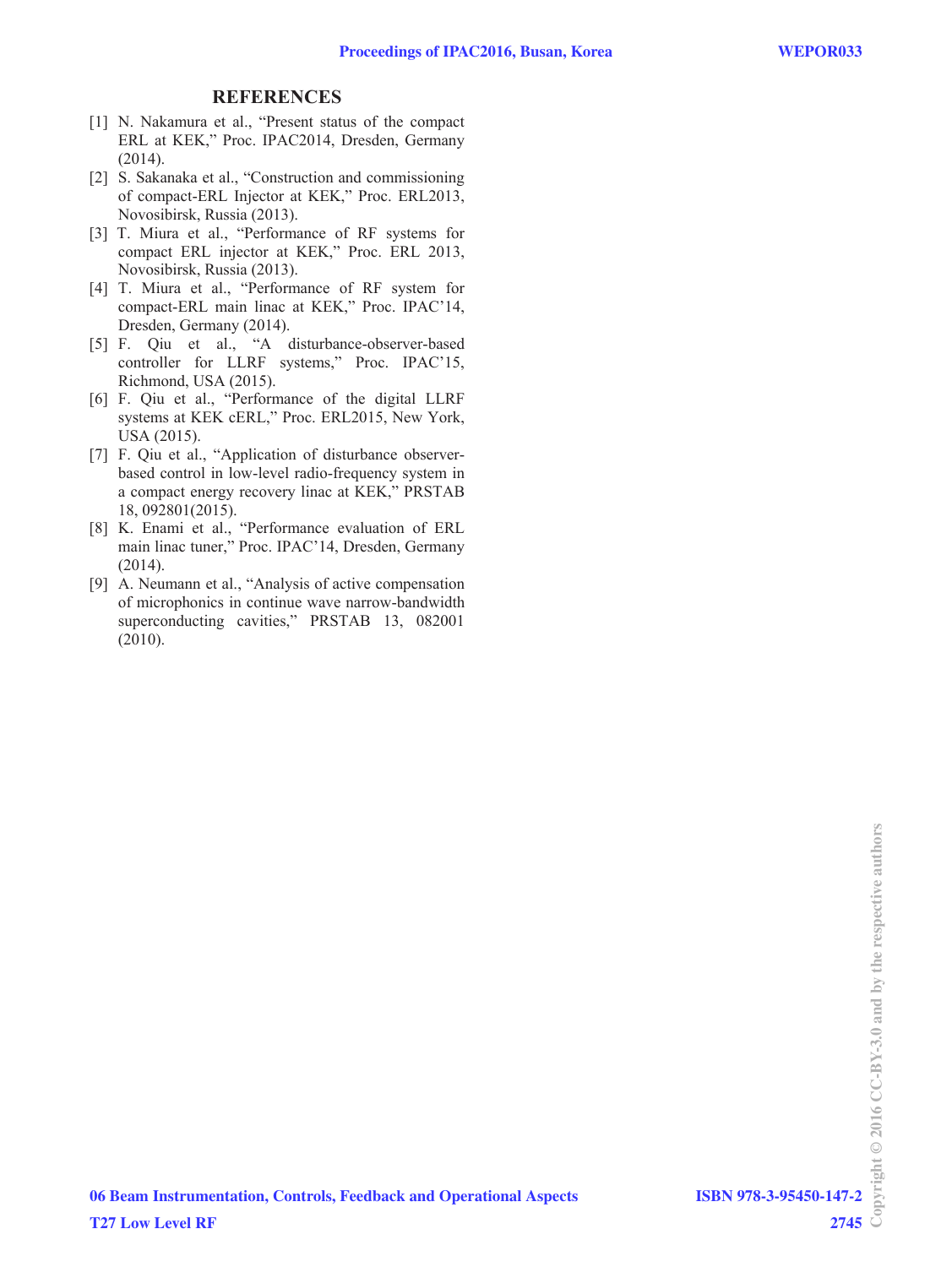## REFERENCES

[1] N. Nakamura et al., "Present status of the compact ERL at KEK," Proc. IPAC2014, Dresden, Germany (2014).

[2] S. Sakanaka et al., "Construction and commissioning of compact-ERL Injector at KEK," Proc. ERL2013, Novosibirsk, Russia (2013).

[3] T. Miura et al., "Performance of RF systems for compact ERL injector at KEK," Proc. ERL 2013, Novosibirsk, Russia (2013).

[4] T. Miura et al., "Performance of RF system for compact-ERL main linac at KEK," Proc. IPAC'14, Dresden, Germany (2014).

[5] F. Qiu et al., "A disturbance-observer-based controller for LLRF systems," Proc. IPAC'15, Richmond, USA (2015).

[6] F. Qiu et al., "Performance of the digital LLRF systems at KEK cERL," Proc. ERL2015, New York, USA (2015).

[7] F. Qiu et al., "Application of disturbance observer-based control in low-level radio-frequency system in a compact energy recovery linac at KEK," PRSTAB 18, 092801(2015).

[8] K. Enami et al., "Performance evaluation of ERL main linac tuner," Proc. IPAC'14, Dresden, Germany (2014).

[9] A. Neumann et al., "Analysis of active compensation of microphonics in continue wave narrow-bandwidth superconducting cavities," PRSTAB 13, 082001 (2010).